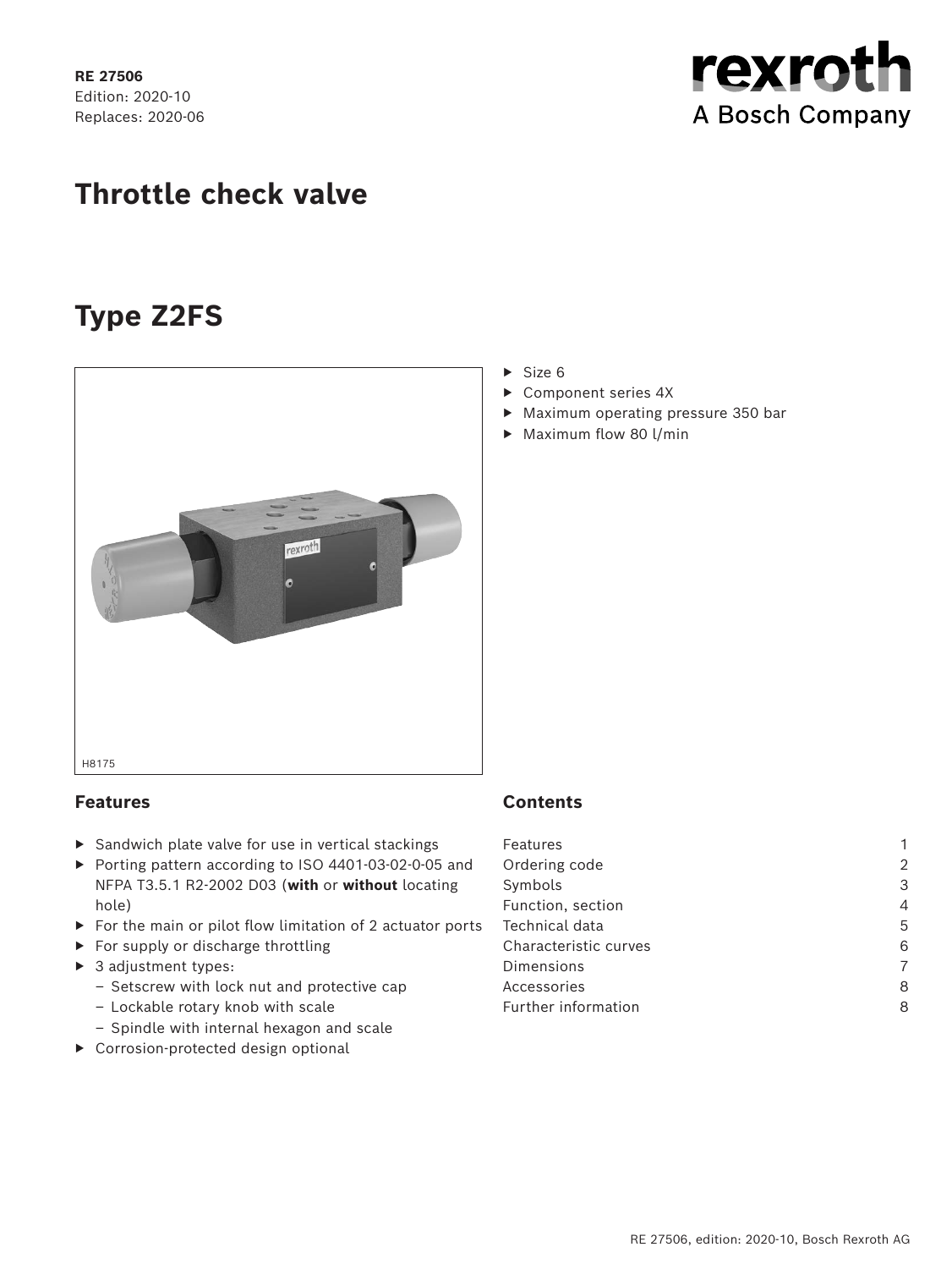RE 27506
Edition: 2020-10
Replaces: 2020-06

rexroth
A Bosch Company

# Throttle check valve

# Type Z2FS

H8175

- Size 6
- Component series 4X
- Maximum operating pressure 350 bar
- Maximum flow 80 l/min

## Features

- Sandwich plate valve for use in vertical stackings
- Porting pattern according to ISO 4401-03-02-0-05 and NFPA T3.5.1 R2-2002 D03 (**with** or **without** locating hole)
- For the main or pilot flow limitation of 2 actuator ports
- For supply or discharge throttling
- 3 adjustment types:
  - Setscrew with lock nut and protective cap
  - Lockable rotary knob with scale
  - Spindle with internal hexagon and scale
- Corrosion-protected design optional

## Contents

| | |
|---|---|
| Features | 1 |
| Ordering code | 2 |
| Symbols | 3 |
| Function, section | 4 |
| Technical data | 5 |
| Characteristic curves | 6 |
| Dimensions | 7 |
| Accessories | 8 |
| Further information | 8 |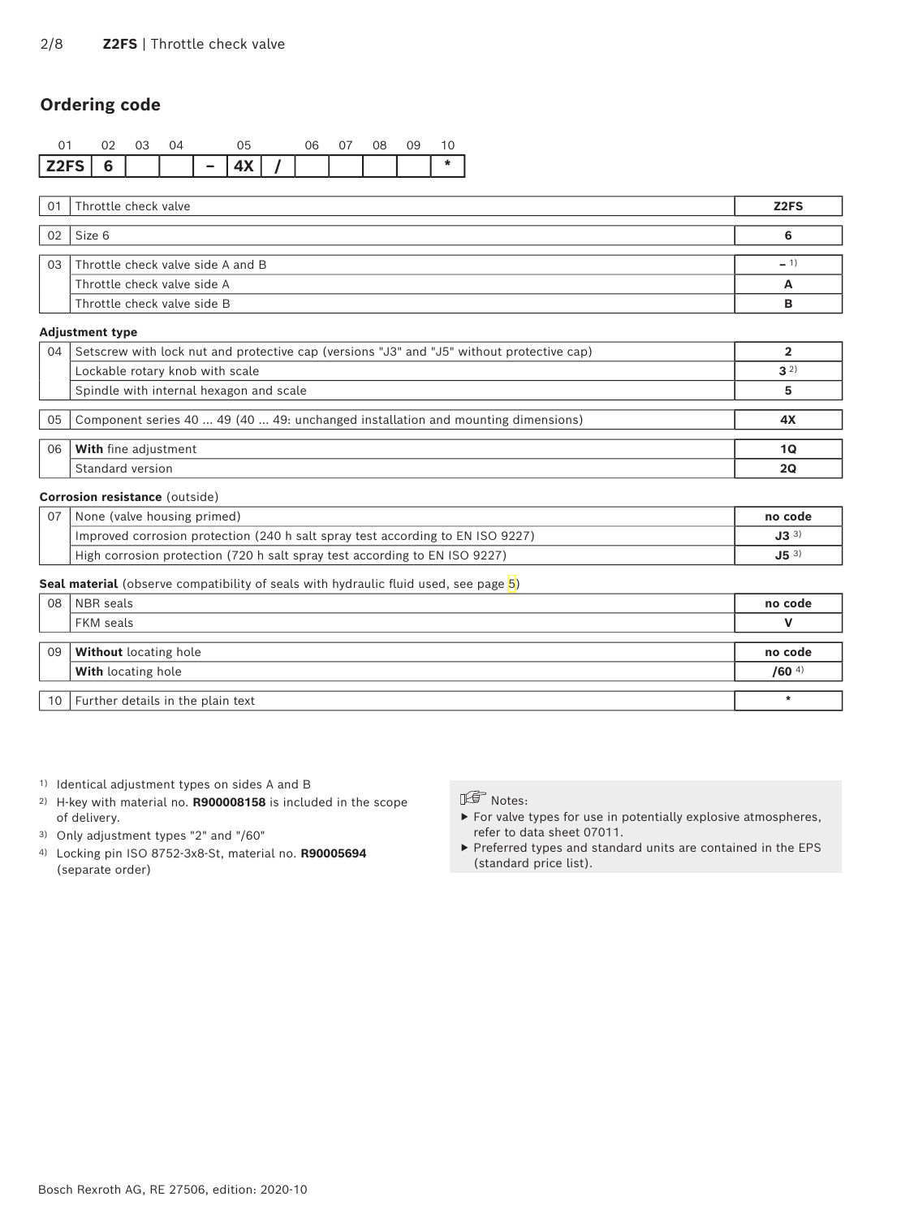## Ordering code

| 01 | 02 | 03 | 04 | | 05 | | 06 | 07 | 08 | 09 | 10 |
|---|---|---|---|---|---|---|---|---|---|---|---|
| Z2FS | 6 | | | – | 4X | / | | | | | * |

| | | |
|---|---|---|
| 01 | Throttle check valve | **Z2FS** |
| 02 | Size 6 | **6** |
| 03 | Throttle check valve side A and B | **–** [1] |
| | Throttle check valve side A | **A** |
| | Throttle check valve side B | **B** |

**Adjustment type**

| | | |
|---|---|---|
| 04 | Setscrew with lock nut and protective cap (versions "J3" and "J5" without protective cap) | **2** |
| | Lockable rotary knob with scale | **3** [2] |
| | Spindle with internal hexagon and scale | **5** |
| 05 | Component series 40 ... 49 (40 ... 49: unchanged installation and mounting dimensions) | **4X** |
| 06 | **With** fine adjustment | **1Q** |
| | Standard version | **2Q** |

**Corrosion resistance** (outside)

| | | |
|---|---|---|
| 07 | None (valve housing primed) | **no code** |
| | Improved corrosion protection (240 h salt spray test according to EN ISO 9227) | **J3** [3] |
| | High corrosion protection (720 h salt spray test according to EN ISO 9227) | **J5** [3] |

**Seal material** (observe compatibility of seals with hydraulic fluid used, see page 5)

| | | |
|---|---|---|
| 08 | NBR seals | **no code** |
| | FKM seals | **V** |
| 09 | **Without** locating hole | **no code** |
| | **With** locating hole | **/60** [4] |
| 10 | Further details in the plain text | * |

[1] Identical adjustment types on sides A and B

[2] H-key with material no. **R900008158** is included in the scope of delivery.

[3] Only adjustment types "2" and "/60"

[4] Locking pin ISO 8752-3x8-St, material no. **R90005694** (separate order)

Notes:

- For valve types for use in potentially explosive atmospheres, refer to data sheet 07011.
- Preferred types and standard units are contained in the EPS (standard price list).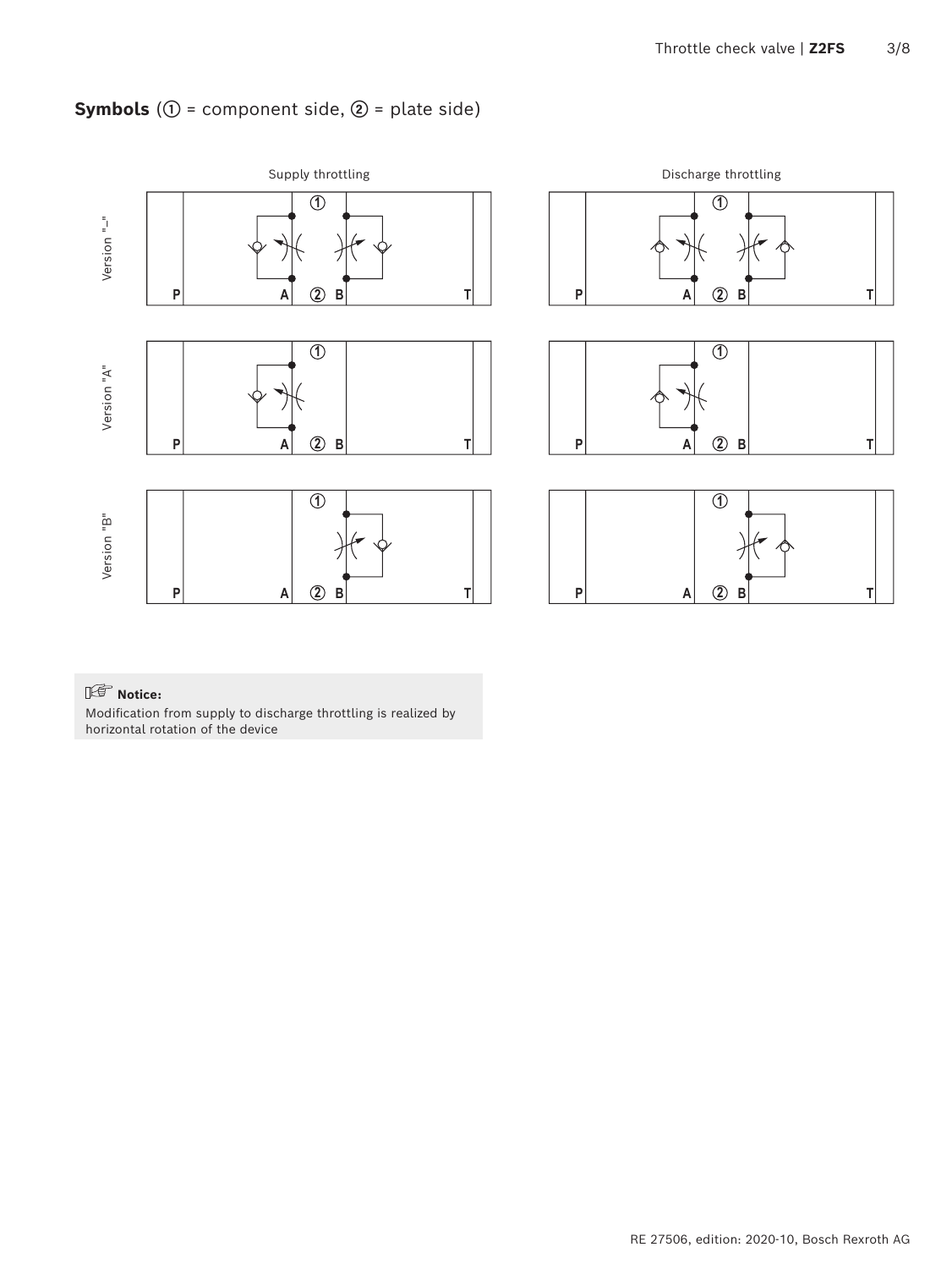## Symbols (① = component side, ② = plate side)

Supply throttling

Discharge throttling

Version "–"

Version "A"

Version "B"

**Notice:**
Modification from supply to discharge throttling is realized by horizontal rotation of the device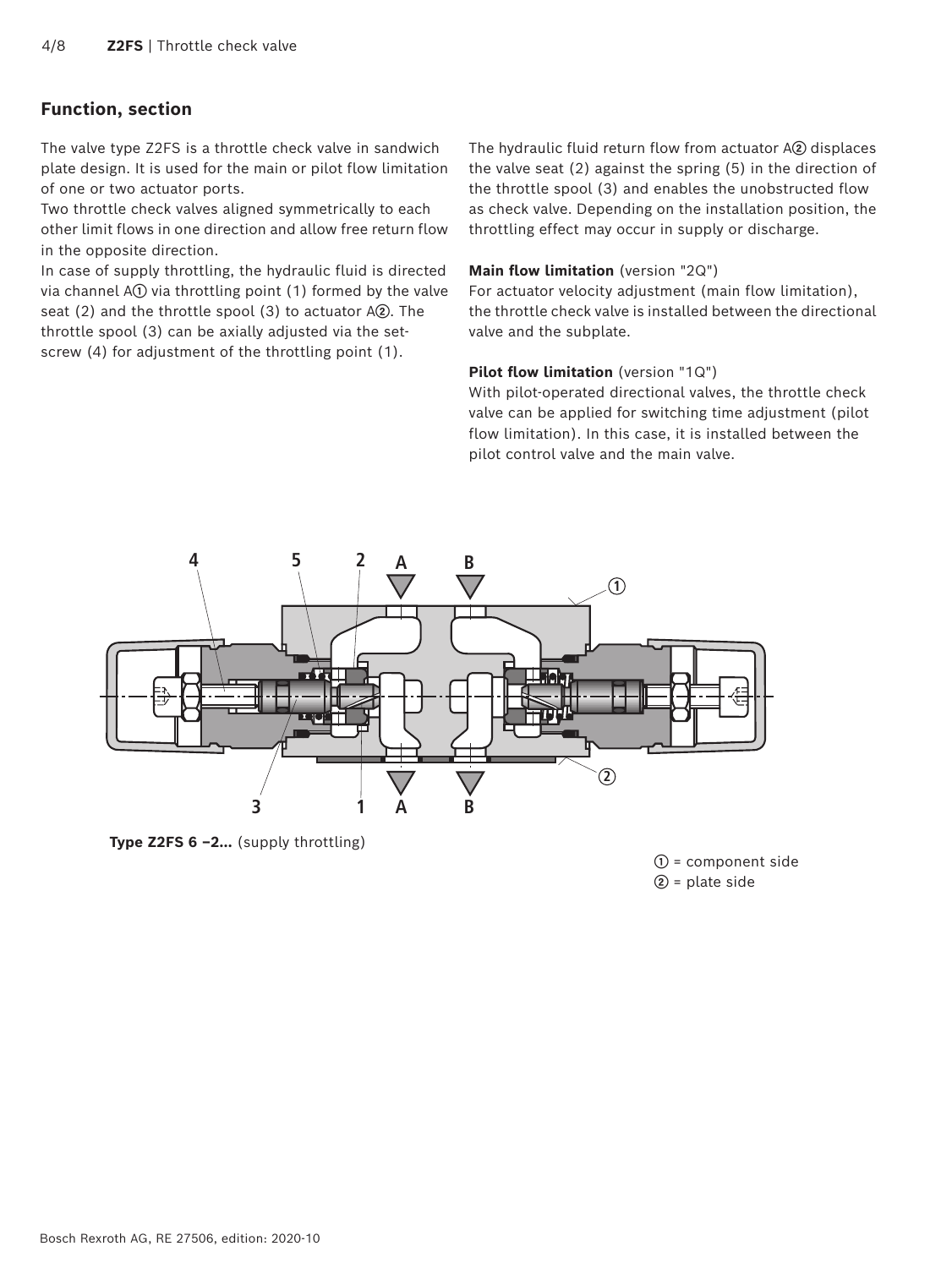## Function, section

The valve type Z2FS is a throttle check valve in sandwich plate design. It is used for the main or pilot flow limitation of one or two actuator ports.

Two throttle check valves aligned symmetrically to each other limit flows in one direction and allow free return flow in the opposite direction.

In case of supply throttling, the hydraulic fluid is directed via channel A① via throttling point (1) formed by the valve seat (2) and the throttle spool (3) to actuator A②. The throttle spool (3) can be axially adjusted via the set-screw (4) for adjustment of the throttling point (1).

The hydraulic fluid return flow from actuator A② displaces the valve seat (2) against the spring (5) in the direction of the throttle spool (3) and enables the unobstructed flow as check valve. Depending on the installation position, the throttling effect may occur in supply or discharge.

**Main flow limitation** (version "2Q")

For actuator velocity adjustment (main flow limitation), the throttle check valve is installed between the directional valve and the subplate.

**Pilot flow limitation** (version "1Q")

With pilot-operated directional valves, the throttle check valve can be applied for switching time adjustment (pilot flow limitation). In this case, it is installed between the pilot control valve and the main valve.

**Type Z2FS 6 –2…** (supply throttling)

① = component side

② = plate side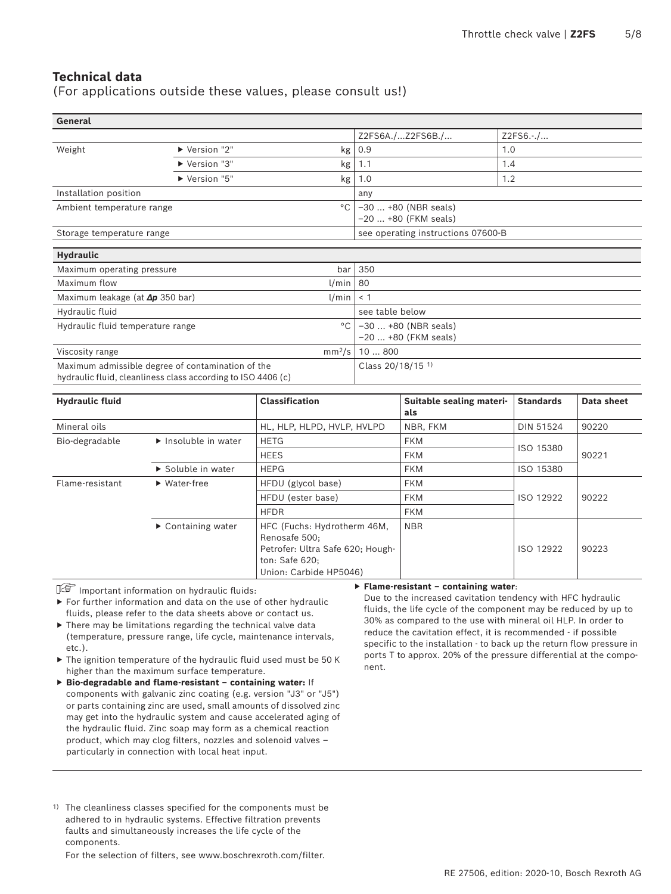## Technical data

(For applications outside these values, please consult us!)

| General | | | | |
|---|---|---|---|---|
| | | | Z2FS6A./...Z2FS6B./... | Z2FS6.-./... |
| Weight | ▶ Version "2" | kg | 0.9 | 1.0 |
| | ▶ Version "3" | kg | 1.1 | 1.4 |
| | ▶ Version "5" | kg | 1.0 | 1.2 |
| Installation position | | | any | |
| Ambient temperature range | | °C | −30 ... +80 (NBR seals)<br>−20 ... +80 (FKM seals) | |
| Storage temperature range | | | see operating instructions 07600-B | |

| Hydraulic | | |
|---|---|---|
| Maximum operating pressure | bar | 350 |
| Maximum flow | l/min | 80 |
| Maximum leakage (at **$\Delta p$** 350 bar) | l/min | < 1 |
| Hydraulic fluid | | see table below |
| Hydraulic fluid temperature range | °C | −30 ... +80 (NBR seals)<br>−20 ... +80 (FKM seals) |
| Viscosity range | $mm^2/s$ | 10 ... 800 |
| Maximum admissible degree of contamination of the hydraulic fluid, cleanliness class according to ISO 4406 (c) | | Class 20/18/15 [1] |

| Hydraulic fluid | | Classification | Suitable sealing materials | Standards | Data sheet |
|---|---|---|---|---|---|
| Mineral oils | | HL, HLP, HLPD, HVLP, HVLPD | NBR, FKM | DIN 51524 | 90220 |
| Bio-degradable | ▶ Insoluble in water | HETG | FKM | ISO 15380 | 90221 |
| | | HEES | FKM | | |
| | ▶ Soluble in water | HEPG | FKM | ISO 15380 | |
| Flame-resistant | ▶ Water-free | HFDU (glycol base) | FKM | ISO 12922 | 90222 |
| | | HFDU (ester base) | FKM | | |
| | | HFDR | FKM | | |
| | ▶ Containing water | HFC (Fuchs: Hydrotherm 46M, Renosafe 500; Petrofer: Ultra Safe 620; Houghton: Safe 620; Union: Carbide HP5046) | NBR | ISO 12922 | 90223 |

Important information on hydraulic fluids:

- For further information and data on the use of other hydraulic fluids, please refer to the data sheets above or contact us.
- There may be limitations regarding the technical valve data (temperature, pressure range, life cycle, maintenance intervals, etc.).
- The ignition temperature of the hydraulic fluid used must be 50 K higher than the maximum surface temperature.
- **Bio-degradable and flame-resistant – containing water:** If components with galvanic zinc coating (e.g. version "J3" or "J5") or parts containing zinc are used, small amounts of dissolved zinc may get into the hydraulic system and cause accelerated aging of the hydraulic fluid. Zinc soap may form as a chemical reaction product, which may clog filters, nozzles and solenoid valves – particularly in connection with local heat input.
- **Flame-resistant – containing water**:
  Due to the increased cavitation tendency with HFC hydraulic fluids, the life cycle of the component may be reduced by up to 30% as compared to the use with mineral oil HLP. In order to reduce the cavitation effect, it is recommended - if possible specific to the installation - to back up the return flow pressure in ports T to approx. 20% of the pressure differential at the component.

[1] The cleanliness classes specified for the components must be adhered to in hydraulic systems. Effective filtration prevents faults and simultaneously increases the life cycle of the components.
For the selection of filters, see www.boschrexroth.com/filter.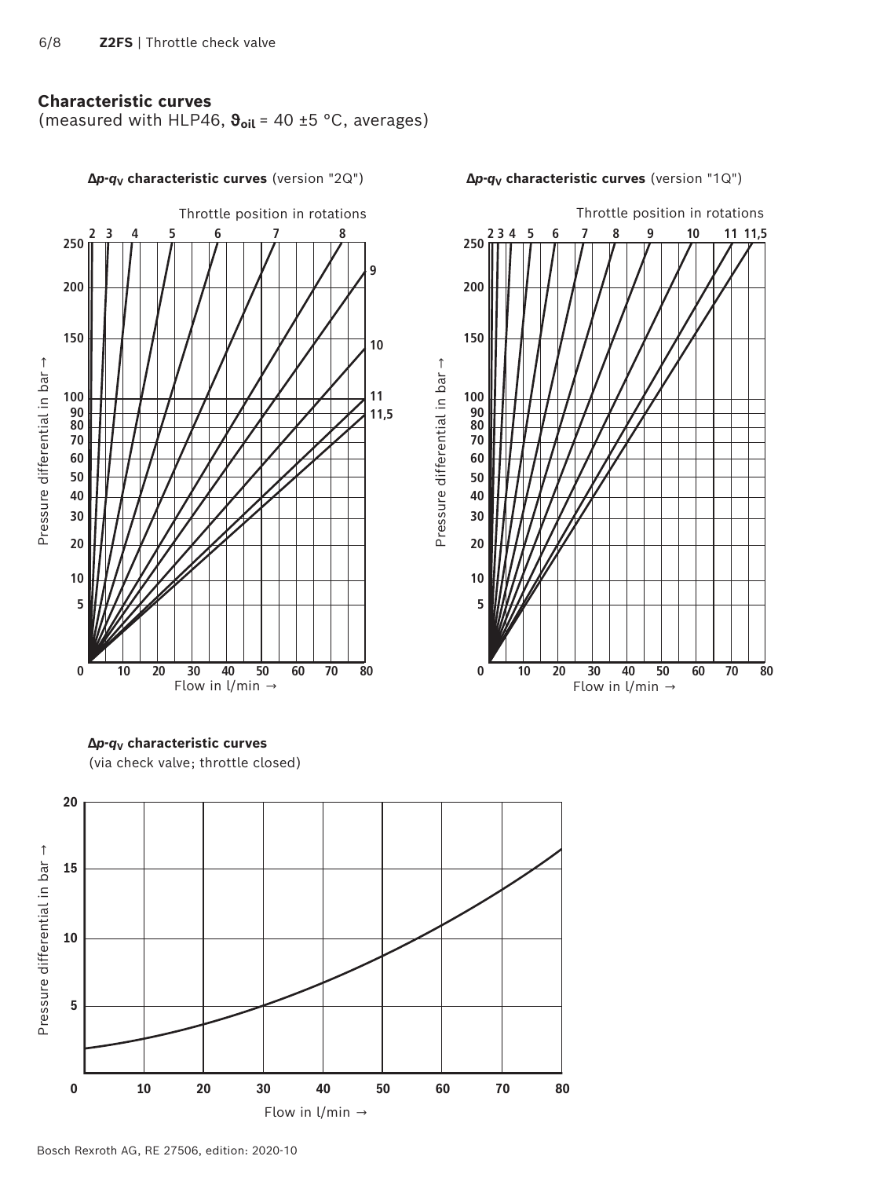## Characteristic curves

(measured with HLP46, $\vartheta_{oil}$ = 40 ±5 °C, averages)

**$\Delta p$-$q_V$ characteristic curves** (version "2Q")

Throttle position in rotations: 2, 3, 4, 5, 6, 7, 8, 9, 10, 11, 11,5

Pressure differential in bar → (0, 5, 10, 20, 30, 40, 50, 60, 70, 80, 90, 100, 150, 200, 250)

Flow in l/min → (0, 10, 20, 30, 40, 50, 60, 70, 80)

**$\Delta p$-$q_V$ characteristic curves** (version "1Q")

Throttle position in rotations: 2, 3, 4, 5, 6, 7, 8, 9, 10, 11, 11,5

Pressure differential in bar → (0, 5, 10, 20, 30, 40, 50, 60, 70, 80, 90, 100, 150, 200, 250)

Flow in l/min → (0, 10, 20, 30, 40, 50, 60, 70, 80)

**$\Delta p$-$q_V$ characteristic curves**

(via check valve; throttle closed)

Pressure differential in bar → (5, 10, 15, 20)

Flow in l/min → (0, 10, 20, 30, 40, 50, 60, 70, 80)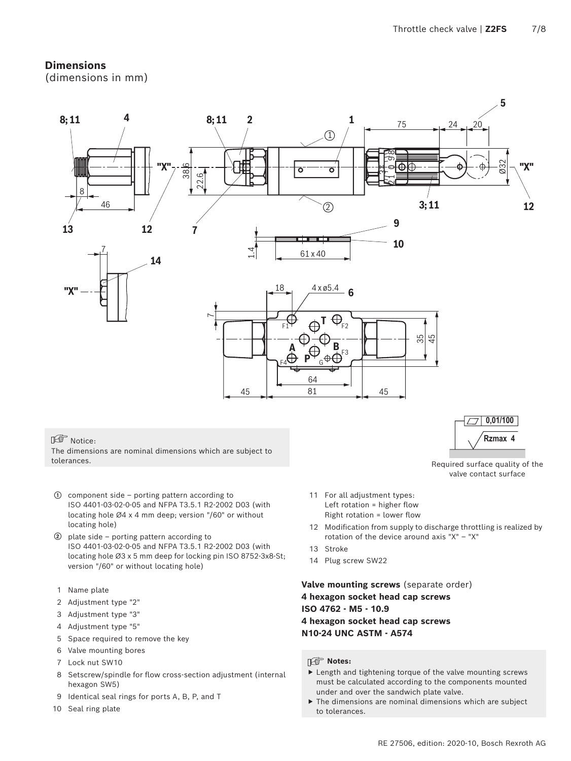## Dimensions
(dimensions in mm)

Notice:
The dimensions are nominal dimensions which are subject to tolerances.

Required surface quality of the valve contact surface

① component side – porting pattern according to ISO 4401-03-02-0-05 and NFPA T3.5.1 R2-2002 D03 (with locating hole Ø4 x 4 mm deep; version "/60" or without locating hole)

② plate side – porting pattern according to ISO 4401-03-02-0-05 and NFPA T3.5.1 R2-2002 D03 (with locating hole Ø3 x 5 mm deep for locking pin ISO 8752-3x8-St; version "/60" or without locating hole)

1 Name plate
2 Adjustment type "2"
3 Adjustment type "3"
4 Adjustment type "5"
5 Space required to remove the key
6 Valve mounting bores
7 Lock nut SW10
8 Setscrew/spindle for flow cross-section adjustment (internal hexagon SW5)
9 Identical seal rings for ports A, B, P, and T
10 Seal ring plate
11 For all adjustment types:
Left rotation = higher flow
Right rotation = lower flow
12 Modification from supply to discharge throttling is realized by rotation of the device around axis "X" – "X"
13 Stroke
14 Plug screw SW22

**Valve mounting screws** (separate order)
**4 hexagon socket head cap screws**
**ISO 4762 - M5 - 10.9**
**4 hexagon socket head cap screws**
**N10-24 UNC ASTM - A574**

**Notes:**
- Length and tightening torque of the valve mounting screws must be calculated according to the components mounted under and over the sandwich plate valve.
- The dimensions are nominal dimensions which are subject to tolerances.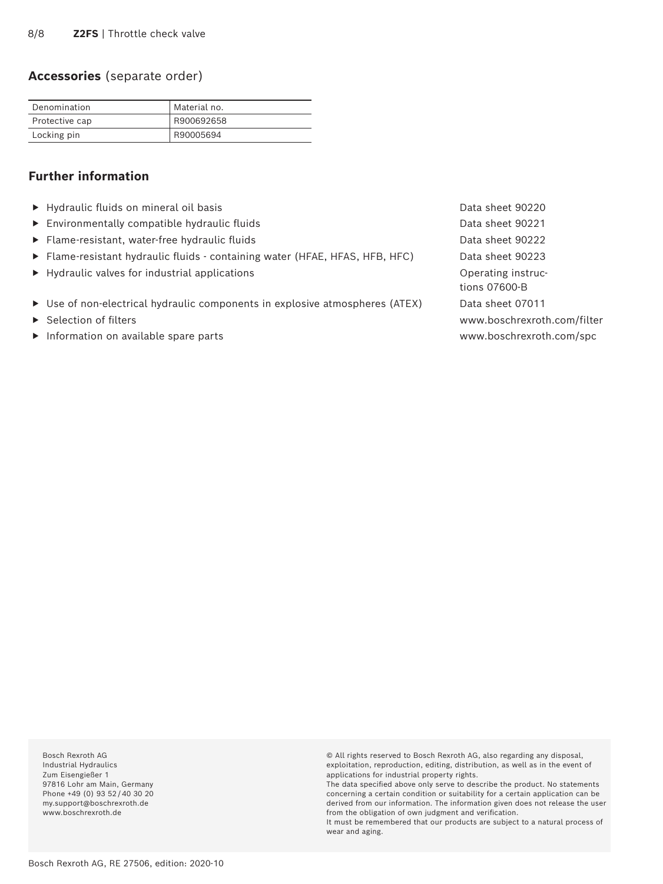## Accessories (separate order)

| Denomination | Material no. |
|---|---|
| Protective cap | R900692658 |
| Locking pin | R90005694 |

## Further information

- Hydraulic fluids on mineral oil basis — Data sheet 90220
- Environmentally compatible hydraulic fluids — Data sheet 90221
- Flame-resistant, water-free hydraulic fluids — Data sheet 90222
- Flame-resistant hydraulic fluids - containing water (HFAE, HFAS, HFB, HFC) — Data sheet 90223
- Hydraulic valves for industrial applications — Operating instructions 07600-B
- Use of non-electrical hydraulic components in explosive atmospheres (ATEX) — Data sheet 07011
- Selection of filters — www.boschrexroth.com/filter
- Information on available spare parts — www.boschrexroth.com/spc

Bosch Rexroth AG
Industrial Hydraulics
Zum Eisengießer 1
97816 Lohr am Main, Germany
Phone +49 (0) 93 52 / 40 30 20
my.support@boschrexroth.de
www.boschrexroth.de

© All rights reserved to Bosch Rexroth AG, also regarding any disposal, exploitation, reproduction, editing, distribution, as well as in the event of applications for industrial property rights.
The data specified above only serve to describe the product. No statements concerning a certain condition or suitability for a certain application can be derived from our information. The information given does not release the user from the obligation of own judgment and verification.
It must be remembered that our products are subject to a natural process of wear and aging.